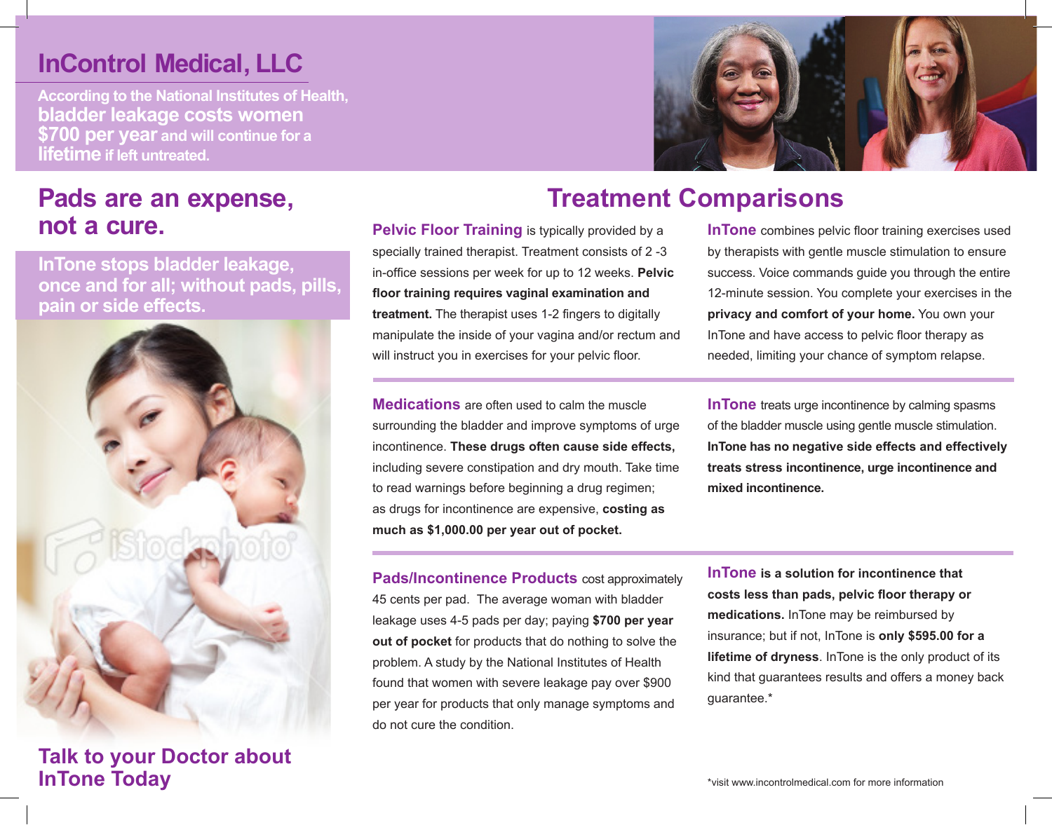# InControl Medical, LLC

**According to the National Institutes of Health, bladder leakage costs women $700 per year and will continue for a lifetime if left untreated.**

## Pads are an expense, not a cure.

**InTone stops bladder leakage, once and for all; without pads, pills, pain or side effects.**

## Talk to your Doctor about InTone Today

## Treatment Comparisons

**Pelvic Floor Training** is typically provided by a specially trained therapist. Treatment consists of 2 -3 in-office sessions per week for up to 12 weeks. **Pelvic floor training requires vaginal examination and treatment.** The therapist uses 1-2 fingers to digitally manipulate the inside of your vagina and/or rectum and will instruct you in exercises for your pelvic floor.

**InTone** combines pelvic floor training exercises used by therapists with gentle muscle stimulation to ensure success. Voice commands guide you through the entire 12-minute session. You complete your exercises in the **privacy and comfort of your home.** You own your InTone and have access to pelvic floor therapy as needed, limiting your chance of symptom relapse.

**Medications** are often used to calm the muscle surrounding the bladder and improve symptoms of urge incontinence. **These drugs often cause side effects,** including severe constipation and dry mouth. Take time to read warnings before beginning a drug regimen; as drugs for incontinence are expensive, **costing as much as $1,000.00 per year out of pocket.**

**InTone** treats urge incontinence by calming spasms of the bladder muscle using gentle muscle stimulation. **InTone has no negative side effects and effectively treats stress incontinence, urge incontinence and mixed incontinence.**

**Pads/Incontinence Products** cost approximately 45 cents per pad. The average woman with bladder leakage uses 4-5 pads per day; paying **$700 per year out of pocket** for products that do nothing to solve the problem. A study by the National Institutes of Health found that women with severe leakage pay over $900 per year for products that only manage symptoms and do not cure the condition.

**InTone is a solution for incontinence that costs less than pads, pelvic floor therapy or medications.** InTone may be reimbursed by insurance; but if not, InTone is **only $595.00 for a lifetime of dryness**. InTone is the only product of its kind that guarantees results and offers a money back guarantee.*

*visit www.incontrolmedical.com for more information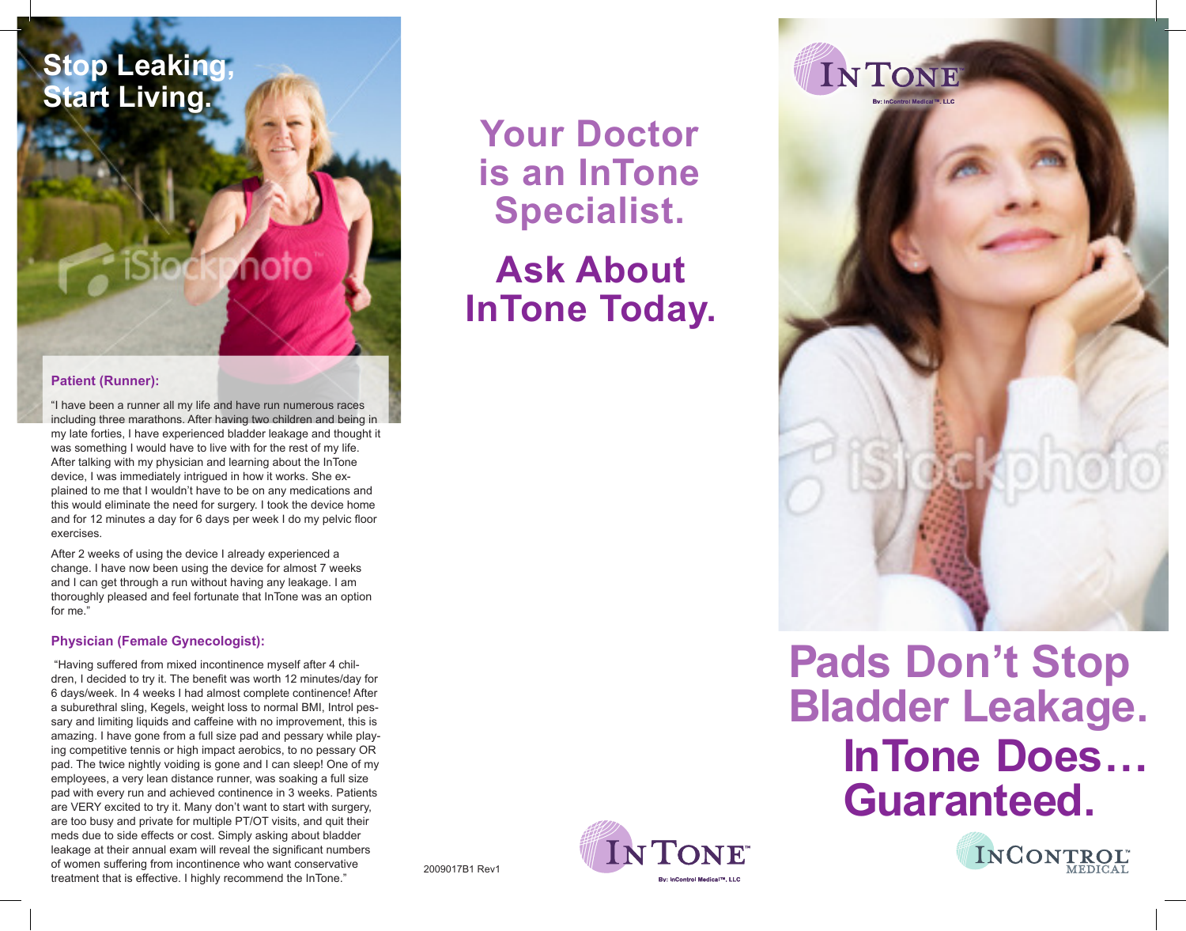# Stop Leaking, Start Living.

**Patient (Runner):**

"I have been a runner all my life and have run numerous races including three marathons. After having two children and being in my late forties, I have experienced bladder leakage and thought it was something I would have to live with for the rest of my life. After talking with my physician and learning about the InTone device, I was immediately intrigued in how it works. She explained to me that I wouldn't have to be on any medications and this would eliminate the need for surgery. I took the device home and for 12 minutes a day for 6 days per week I do my pelvic floor exercises.

After 2 weeks of using the device I already experienced a change. I have now been using the device for almost 7 weeks and I can get through a run without having any leakage. I am thoroughly pleased and feel fortunate that InTone was an option for me."

**Physician (Female Gynecologist):**

"Having suffered from mixed incontinence myself after 4 children, I decided to try it. The benefit was worth 12 minutes/day for 6 days/week. In 4 weeks I had almost complete continence! After a suburethral sling, Kegels, weight loss to normal BMI, Introl pessary and limiting liquids and caffeine with no improvement, this is amazing. I have gone from a full size pad and pessary while playing competitive tennis or high impact aerobics, to no pessary OR pad. The twice nightly voiding is gone and I can sleep! One of my employees, a very lean distance runner, was soaking a full size pad with every run and achieved continence in 3 weeks. Patients are VERY excited to try it. Many don't want to start with surgery, are too busy and private for multiple PT/OT visits, and quit their meds due to side effects or cost. Simply asking about bladder leakage at their annual exam will reveal the significant numbers of women suffering from incontinence who want conservative treatment that is effective. I highly recommend the InTone."

2009017B1 Rev1

## Your Doctor is an InTone Specialist.

## Ask About InTone Today.

InTone™
By: InControl Medical™, LLC

InTone™
By: InControl Medical™, LLC

# Pads Don't Stop Bladder Leakage.

# InTone Does… Guaranteed.

InControl™ Medical